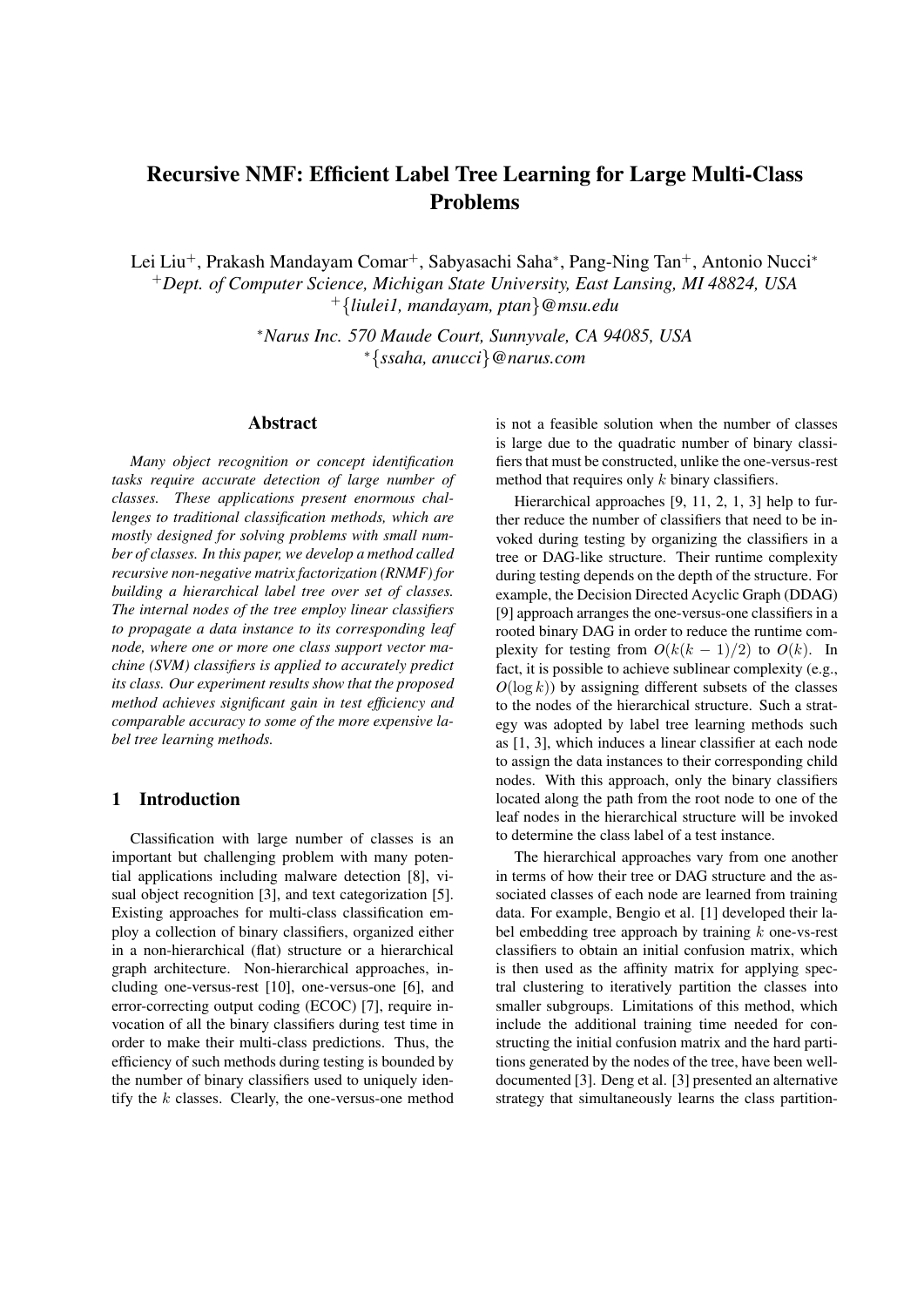# Recursive NMF: Efficient Label Tree Learning for Large Multi-Class Problems

Lei Liu[+], Prakash Mandayam Comar[+], Sabyasachi Saha[*], Pang-Ning Tan[+], Antonio Nucci[*]

[+]*Dept. of Computer Science, Michigan State University, East Lansing, MI 48824, USA*

[+]{*liulei1, mandayam, ptan*}*@msu.edu*

[*]*Narus Inc. 570 Maude Court, Sunnyvale, CA 94085, USA*

[*]{*ssaha, anucci*}*@narus.com*

## Abstract

*Many object recognition or concept identification tasks require accurate detection of large number of classes. These applications present enormous challenges to traditional classification methods, which are mostly designed for solving problems with small number of classes. In this paper, we develop a method called recursive non-negative matrix factorization (RNMF) for building a hierarchical label tree over set of classes. The internal nodes of the tree employ linear classifiers to propagate a data instance to its corresponding leaf node, where one or more one class support vector machine (SVM) classifiers is applied to accurately predict its class. Our experiment results show that the proposed method achieves significant gain in test efficiency and comparable accuracy to some of the more expensive label tree learning methods.*

## 1 Introduction

Classification with large number of classes is an important but challenging problem with many potential applications including malware detection [8], visual object recognition [3], and text categorization [5]. Existing approaches for multi-class classification employ a collection of binary classifiers, organized either in a non-hierarchical (flat) structure or a hierarchical graph architecture. Non-hierarchical approaches, including one-versus-rest [10], one-versus-one [6], and error-correcting output coding (ECOC) [7], require invocation of all the binary classifiers during test time in order to make their multi-class predictions. Thus, the efficiency of such methods during testing is bounded by the number of binary classifiers used to uniquely identify the $k$ classes. Clearly, the one-versus-one method is not a feasible solution when the number of classes is large due to the quadratic number of binary classifiers that must be constructed, unlike the one-versus-rest method that requires only $k$ binary classifiers.

Hierarchical approaches [9, 11, 2, 1, 3] help to further reduce the number of classifiers that need to be invoked during testing by organizing the classifiers in a tree or DAG-like structure. Their runtime complexity during testing depends on the depth of the structure. For example, the Decision Directed Acyclic Graph (DDAG) [9] approach arranges the one-versus-one classifiers in a rooted binary DAG in order to reduce the runtime complexity for testing from $O(k(k-1)/2)$ to $O(k)$. In fact, it is possible to achieve sublinear complexity (e.g., $O(\log k)$) by assigning different subsets of the classes to the nodes of the hierarchical structure. Such a strategy was adopted by label tree learning methods such as [1, 3], which induces a linear classifier at each node to assign the data instances to their corresponding child nodes. With this approach, only the binary classifiers located along the path from the root node to one of the leaf nodes in the hierarchical structure will be invoked to determine the class label of a test instance.

The hierarchical approaches vary from one another in terms of how their tree or DAG structure and the associated classes of each node are learned from training data. For example, Bengio et al. [1] developed their label embedding tree approach by training $k$ one-vs-rest classifiers to obtain an initial confusion matrix, which is then used as the affinity matrix for applying spectral clustering to iteratively partition the classes into smaller subgroups. Limitations of this method, which include the additional training time needed for constructing the initial confusion matrix and the hard partitions generated by the nodes of the tree, have been well-documented [3]. Deng et al. [3] presented an alternative strategy that simultaneously learns the class partition-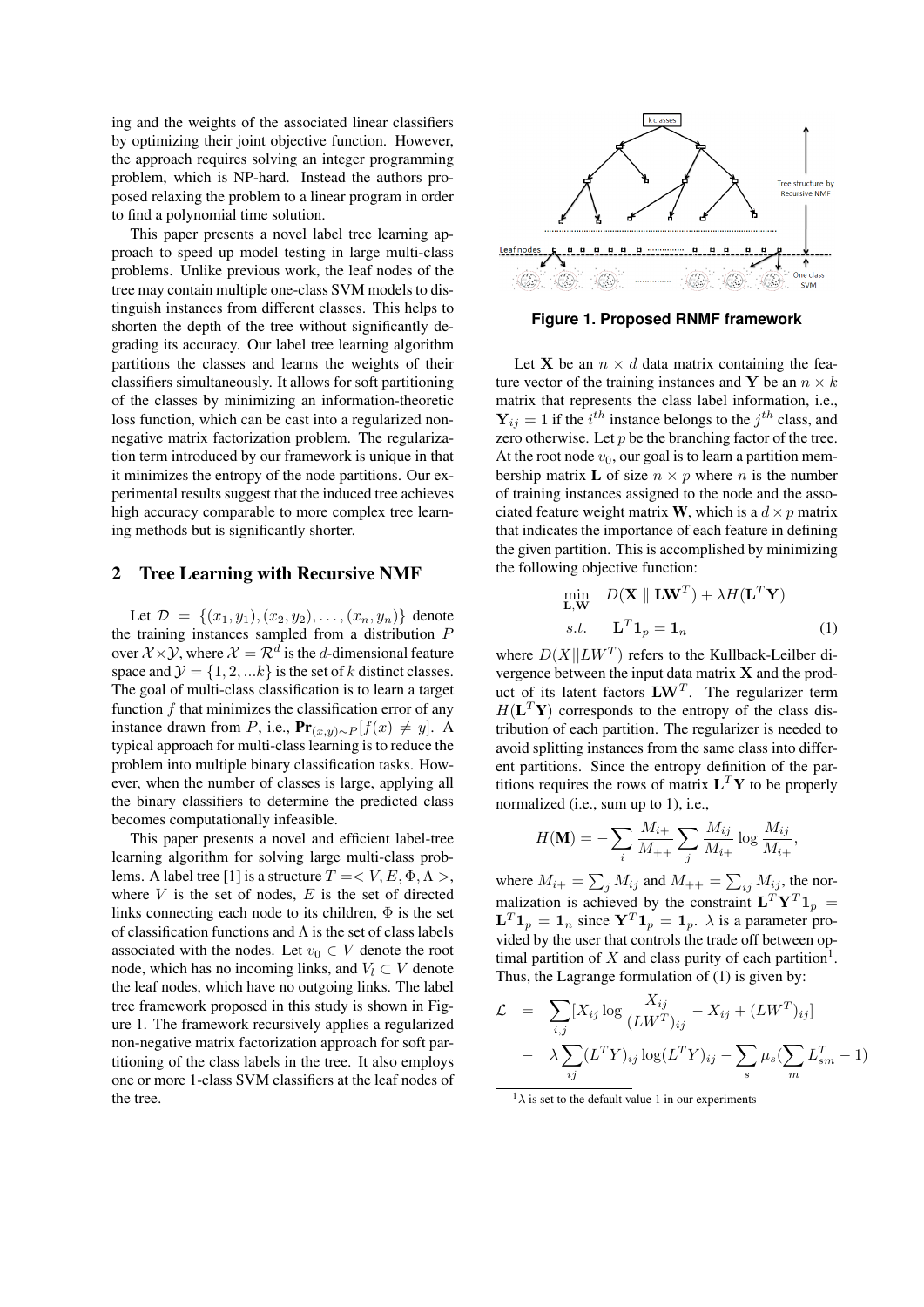ing and the weights of the associated linear classifiers by optimizing their joint objective function. However, the approach requires solving an integer programming problem, which is NP-hard. Instead the authors proposed relaxing the problem to a linear program in order to find a polynomial time solution.

This paper presents a novel label tree learning approach to speed up model testing in large multi-class problems. Unlike previous work, the leaf nodes of the tree may contain multiple one-class SVM models to distinguish instances from different classes. This helps to shorten the depth of the tree without significantly degrading its accuracy. Our label tree learning algorithm partitions the classes and learns the weights of their classifiers simultaneously. It allows for soft partitioning of the classes by minimizing an information-theoretic loss function, which can be cast into a regularized non-negative matrix factorization problem. The regularization term introduced by our framework is unique in that it minimizes the entropy of the node partitions. Our experimental results suggest that the induced tree achieves high accuracy comparable to more complex tree learning methods but is significantly shorter.

## 2 Tree Learning with Recursive NMF

Let $\mathcal{D} = \{(x_1, y_1), (x_2, y_2), \ldots, (x_n, y_n)\}$ denote the training instances sampled from a distribution $P$ over $\mathcal{X} \times \mathcal{Y}$, where $\mathcal{X} = \mathcal{R}^d$ is the $d$-dimensional feature space and $\mathcal{Y} = \{1, 2, ...k\}$ is the set of $k$ distinct classes. The goal of multi-class classification is to learn a target function $f$ that minimizes the classification error of any instance drawn from $P$, i.e., $\mathbf{Pr}_{(x,y)\sim P}[f(x) \neq y]$. A typical approach for multi-class learning is to reduce the problem into multiple binary classification tasks. However, when the number of classes is large, applying all the binary classifiers to determine the predicted class becomes computationally infeasible.

This paper presents a novel and efficient label-tree learning algorithm for solving large multi-class problems. A label tree [1] is a structure $T = < V, E, \Phi, \Lambda >$, where $V$ is the set of nodes, $E$ is the set of directed links connecting each node to its children, $\Phi$ is the set of classification functions and $\Lambda$ is the set of class labels associated with the nodes. Let $v_0 \in V$ denote the root node, which has no incoming links, and $V_l \subset V$ denote the leaf nodes, which have no outgoing links. The label tree framework proposed in this study is shown in Figure 1. The framework recursively applies a regularized non-negative matrix factorization approach for soft partitioning of the class labels in the tree. It also employs one or more 1-class SVM classifiers at the leaf nodes of the tree.

**Figure 1. Proposed RNMF framework**

Let $\mathbf{X}$ be an $n \times d$ data matrix containing the feature vector of the training instances and $\mathbf{Y}$ be an $n \times k$ matrix that represents the class label information, i.e., $\mathbf{Y}_{ij} = 1$ if the $i^{th}$ instance belongs to the $j^{th}$ class, and zero otherwise. Let $p$ be the branching factor of the tree. At the root node $v_0$, our goal is to learn a partition membership matrix $\mathbf{L}$ of size $n \times p$ where $n$ is the number of training instances assigned to the node and the associated feature weight matrix $\mathbf{W}$, which is a $d \times p$ matrix that indicates the importance of each feature in defining the given partition. This is accomplished by minimizing the following objective function:

$$
\begin{aligned}
\min_{\mathbf{L},\mathbf{W}} \quad & D(\mathbf{X} \parallel \mathbf{L}\mathbf{W}^T) + \lambda H(\mathbf{L}^T\mathbf{Y}) \\
s.t. \quad & \mathbf{L}^T\mathbf{1}_p = \mathbf{1}_n
\end{aligned} \tag{1}
$$

where $D(X \| LW^T)$ refers to the Kullback-Leilber divergence between the input data matrix $\mathbf{X}$ and the product of its latent factors $\mathbf{L}\mathbf{W}^T$. The regularizer term $H(\mathbf{L}^T\mathbf{Y})$ corresponds to the entropy of the class distribution of each partition. The regularizer is needed to avoid splitting instances from the same class into different partitions. Since the entropy definition of the partitions requires the rows of matrix $\mathbf{L}^T\mathbf{Y}$ to be properly normalized (i.e., sum up to 1), i.e.,

$$
H(\mathbf{M}) = -\sum_i \frac{M_{i+}}{M_{++}} \sum_j \frac{M_{ij}}{M_{i+}} \log \frac{M_{ij}}{M_{i+}},
$$

where $M_{i+} = \sum_j M_{ij}$ and $M_{++} = \sum_{ij} M_{ij}$, the normalization is achieved by the constraint $\mathbf{L}^T\mathbf{Y}^T\mathbf{1}_p = \mathbf{L}^T\mathbf{1}_p = \mathbf{1}_n$ since $\mathbf{Y}^T\mathbf{1}_p = \mathbf{1}_p$. $\lambda$ is a parameter provided by the user that controls the trade off between optimal partition of $X$ and class purity of each partition[1]. Thus, the Lagrange formulation of (1) is given by:

$$
\begin{aligned}
\mathcal{L} \;=\; & \sum_{i,j} [X_{ij} \log \frac{X_{ij}}{(LW^T)_{ij}} - X_{ij} + (LW^T)_{ij}] \\
& - \;\lambda \sum_{ij} (L^T Y)_{ij} \log (L^T Y)_{ij} - \sum_s \mu_s (\sum_m L^T_{sm} - 1)
\end{aligned}
$$

[1] $\lambda$ is set to the default value 1 in our experiments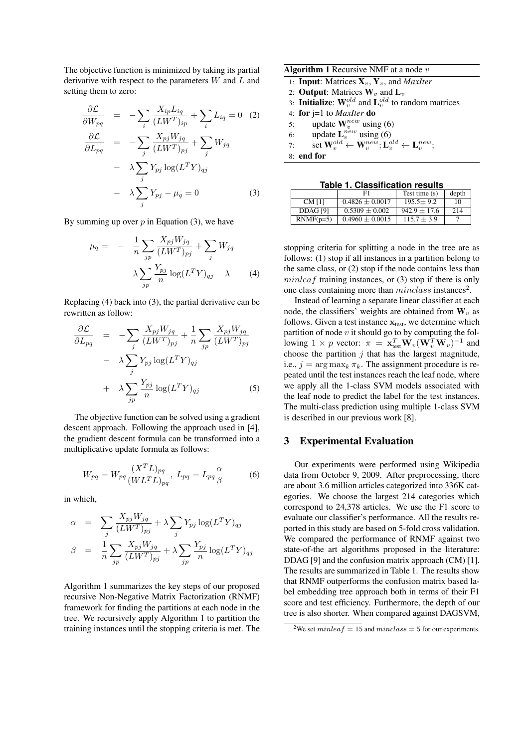The objective function is minimized by taking its partial derivative with respect to the parameters $W$ and $L$ and setting them to zero:

$$\frac{\partial \mathcal{L}}{\partial W_{pq}} = -\sum_i \frac{X_{ip} L_{iq}}{(LW^T)_{ip}} + \sum_i L_{iq} = 0 \quad (2)$$

$$\begin{aligned} \frac{\partial \mathcal{L}}{\partial L_{pq}} &= -\sum_j \frac{X_{pj} W_{jq}}{(LW^T)_{pj}} + \sum_j W_{jq} \\ &- \lambda \sum_j Y_{pj} \log(L^T Y)_{qj} \\ &- \lambda \sum_j Y_{pj} - \mu_q = 0 \end{aligned} \quad (3)$$

By summing up over $p$ in Equation (3), we have

$$\begin{aligned} \mu_q = & -\frac{1}{n} \sum_{jp} \frac{X_{pj} W_{jq}}{(LW^T)_{pj}} + \sum_j W_{jq} \\ & - \lambda \sum_{jp} \frac{Y_{pj}}{n} \log(L^T Y)_{qj} - \lambda \end{aligned} \quad (4)$$

Replacing (4) back into (3), the partial derivative can be rewritten as follow:

$$\begin{aligned} \frac{\partial \mathcal{L}}{\partial L_{pq}} &= -\sum_j \frac{X_{pj} W_{jq}}{(LW^T)_{pj}} + \frac{1}{n} \sum_{jp} \frac{X_{pj} W_{jq}}{(LW^T)_{pj}} \\ &- \lambda \sum_j Y_{pj} \log(L^T Y)_{qj} \\ &+ \lambda \sum_{jp} \frac{Y_{pj}}{n} \log(L^T Y)_{qj} \end{aligned} \quad (5)$$

The objective function can be solved using a gradient descent approach. Following the approach used in [4], the gradient descent formula can be transformed into a multiplicative update formula as follows:

$$W_{pq} = W_{pq} \frac{(X^T L)_{pq}}{(WL^T L)_{pq}}, \; L_{pq} = L_{pq} \frac{\alpha}{\beta} \quad (6)$$

in which,

$$\begin{aligned} \alpha &= \sum_j \frac{X_{pj} W_{jq}}{(LW^T)_{pj}} + \lambda \sum_j Y_{pj} \log(L^T Y)_{qj} \\ \beta &= \frac{1}{n} \sum_{jp} \frac{X_{pj} W_{jq}}{(LW^T)_{pj}} + \lambda \sum_{jp} \frac{Y_{pj}}{n} \log(L^T Y)_{qj} \end{aligned}$$

Algorithm 1 summarizes the key steps of our proposed recursive Non-Negative Matrix Factorization (RNMF) framework for finding the partitions at each node in the tree. We recursively apply Algorithm 1 to partition the training instances until the stopping criteria is met. The stopping criteria for splitting a node in the tree are as follows: (1) stop if all instances in a partition belong to the same class, or (2) stop if the node contains less than $minleaf$ training instances, or (3) stop if there is only one class containing more than $minclass$ instances[2].

**Algorithm 1** Recursive NMF at a node $v$

1: **Input**: Matrices $\mathbf{X}_v$, $\mathbf{Y}_v$, and *MaxIter*
2: **Output**: Matrices $\mathbf{W}_v$ and $\mathbf{L}_v$
3: **Initialize**: $\mathbf{W}_v^{old}$ and $\mathbf{L}_v^{old}$ to random matrices
4: **for** j=1 to *MaxIter* **do**
5: update $\mathbf{W}_v^{new}$ using (6)
6: update $\mathbf{L}_v^{new}$ using (6)
7: set $\mathbf{W}_v^{old} \leftarrow \mathbf{W}_v^{new}; \mathbf{L}_v^{old} \leftarrow \mathbf{L}_v^{new}$;
8: **end for**

**Table 1. Classification results**

| | F1 | Test time (s) | depth |
|---|---|---|---|
| CM [1] | $0.4826 \pm 0.0017$ | $195.5 \pm 9.2$ | 10 |
| DDAG [9] | $0.5309 \pm 0.002$ | $942.9 \pm 17.6$ | 214 |
| RNMF(p=5) | $0.4960 \pm 0.0015$ | $115.7 \pm 3.9$ | 7 |

Instead of learning a separate linear classifier at each node, the classifiers' weights are obtained from $\mathbf{W}_v$ as follows. Given a test instance $\mathbf{x}_{\text{test}}$, we determine which partition of node $v$ it should go to by computing the following $1 \times p$ vector: $\pi = \mathbf{x}_{\text{test}}^T \mathbf{W}_v (\mathbf{W}_v^T \mathbf{W}_v)^{-1}$ and choose the partition $j$ that has the largest magnitude, i.e., $j = \arg\max_k \pi_k$. The assignment procedure is repeated until the test instances reach the leaf node, where we apply all the 1-class SVM models associated with the leaf node to predict the label for the test instances. The multi-class prediction using multiple 1-class SVM is described in our previous work [8].

## 3 Experimental Evaluation

Our experiments were performed using Wikipedia data from October 9, 2009. After preprocessing, there are about 3.6 million articles categorized into 336K categories. We choose the largest 214 categories which correspond to 24,378 articles. We use the F1 score to evaluate our classifier's performance. All the results reported in this study are based on 5-fold cross validation. We compared the performance of RNMF against two state-of-the art algorithms proposed in the literature: DDAG [9] and the confusion matrix approach (CM) [1]. The results are summarized in Table 1. The results show that RNMF outperforms the confusion matrix based label embedding tree approach both in terms of their F1 score and test efficiency. Furthermore, the depth of our tree is also shorter. When compared against DAGSVM,

[2] We set $minleaf = 15$ and $minclass = 5$ for our experiments.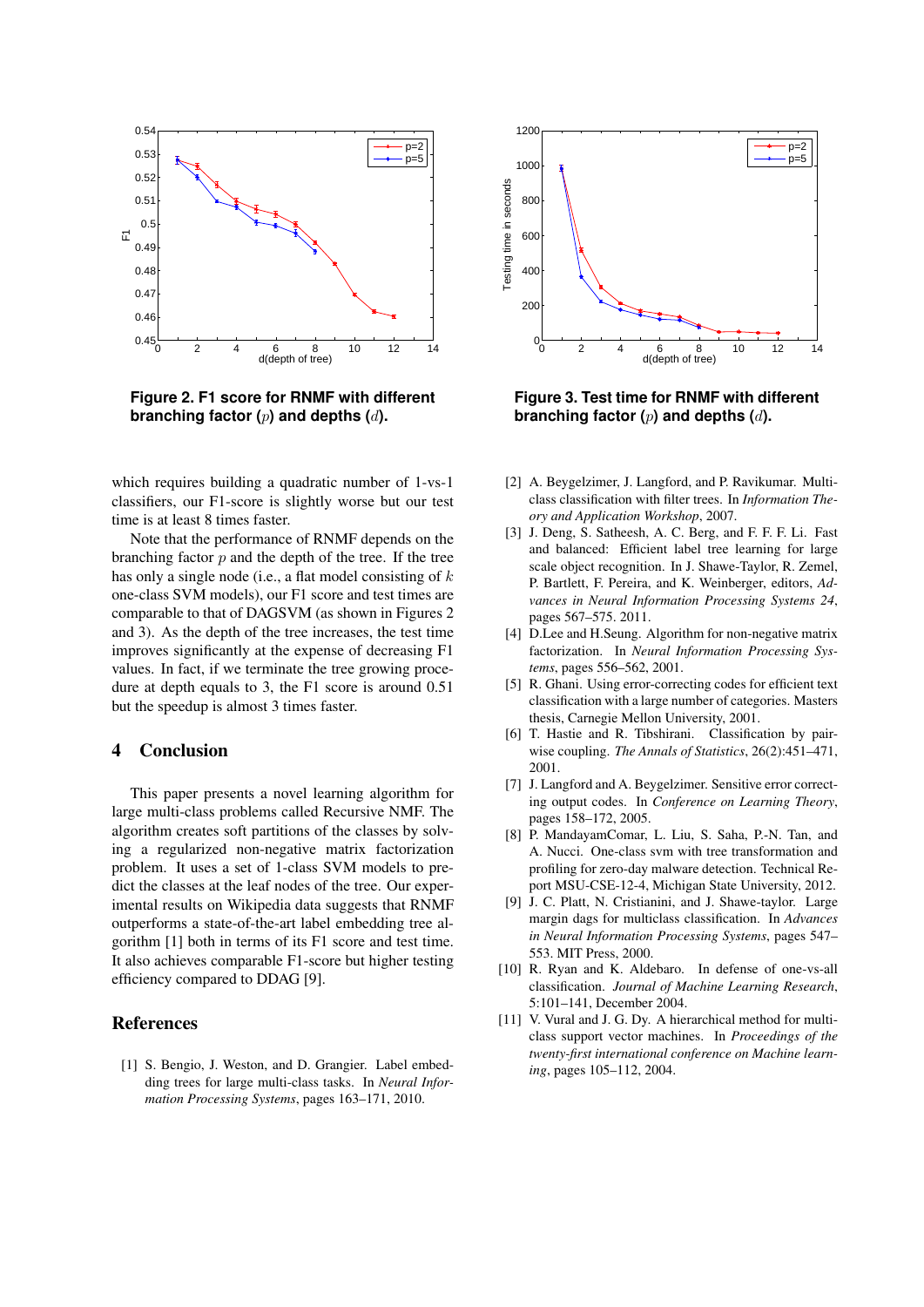0.54
0.53
0.52
0.51
0.5
0.49
0.48
0.47
0.46
0.45
F1
0 2 4 6 8 10 12 14
d(depth of tree)
p=2
p=5

**Figure 2. F1 score for RNMF with different branching factor ($p$) and depths ($d$).**

1200
1000
800
600
400
200
0
Testing time in seconds
0 2 4 6 8 10 12 14
d(depth of tree)
p=2
p=5

**Figure 3. Test time for RNMF with different branching factor ($p$) and depths ($d$).**

which requires building a quadratic number of 1-vs-1 classifiers, our F1-score is slightly worse but our test time is at least 8 times faster.

Note that the performance of RNMF depends on the branching factor $p$ and the depth of the tree. If the tree has only a single node (i.e., a flat model consisting of $k$ one-class SVM models), our F1 score and test times are comparable to that of DAGSVM (as shown in Figures 2 and 3). As the depth of the tree increases, the test time improves significantly at the expense of decreasing F1 values. In fact, if we terminate the tree growing procedure at depth equals to 3, the F1 score is around 0.51 but the speedup is almost 3 times faster.

## 4 Conclusion

This paper presents a novel learning algorithm for large multi-class problems called Recursive NMF. The algorithm creates soft partitions of the classes by solving a regularized non-negative matrix factorization problem. It uses a set of 1-class SVM models to predict the classes at the leaf nodes of the tree. Our experimental results on Wikipedia data suggests that RNMF outperforms a state-of-the-art label embedding tree algorithm [1] both in terms of its F1 score and test time. It also achieves comparable F1-score but higher testing efficiency compared to DDAG [9].

## References

[1] S. Bengio, J. Weston, and D. Grangier. Label embedding trees for large multi-class tasks. In *Neural Information Processing Systems*, pages 163–171, 2010.

[2] A. Beygelzimer, J. Langford, and P. Ravikumar. Multi-class classification with filter trees. In *Information Theory and Application Workshop*, 2007.

[3] J. Deng, S. Satheesh, A. C. Berg, and F. F. F. Li. Fast and balanced: Efficient label tree learning for large scale object recognition. In J. Shawe-Taylor, R. Zemel, P. Bartlett, F. Pereira, and K. Weinberger, editors, *Advances in Neural Information Processing Systems 24*, pages 567–575. 2011.

[4] D.Lee and H.Seung. Algorithm for non-negative matrix factorization. In *Neural Information Processing Systems*, pages 556–562, 2001.

[5] R. Ghani. Using error-correcting codes for efficient text classification with a large number of categories. Masters thesis, Carnegie Mellon University, 2001.

[6] T. Hastie and R. Tibshirani. Classification by pairwise coupling. *The Annals of Statistics*, 26(2):451–471, 2001.

[7] J. Langford and A. Beygelzimer. Sensitive error correcting output codes. In *Conference on Learning Theory*, pages 158–172, 2005.

[8] P. MandayamComar, L. Liu, S. Saha, P.-N. Tan, and A. Nucci. One-class svm with tree transformation and profiling for zero-day malware detection. Technical Report MSU-CSE-12-4, Michigan State University, 2012.

[9] J. C. Platt, N. Cristianini, and J. Shawe-taylor. Large margin dags for multiclass classification. In *Advances in Neural Information Processing Systems*, pages 547–553. MIT Press, 2000.

[10] R. Ryan and K. Aldebaro. In defense of one-vs-all classification. *Journal of Machine Learning Research*, 5:101–141, December 2004.

[11] V. Vural and J. G. Dy. A hierarchical method for multi-class support vector machines. In *Proceedings of the twenty-first international conference on Machine learning*, pages 105–112, 2004.